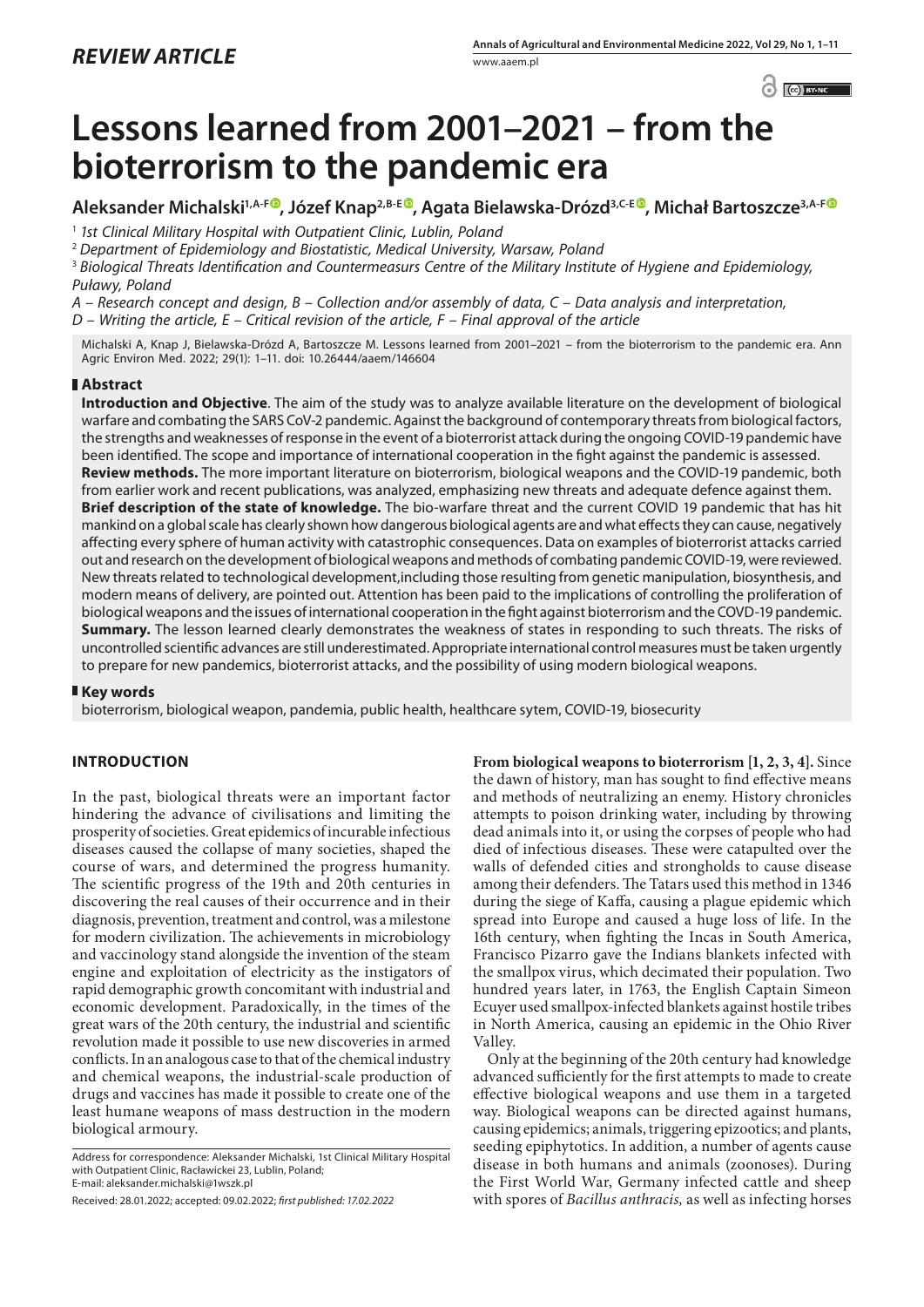*REVIEW ARTICLE*

# Lessons learned from 2001–2021 – from the bioterrorism to the pandemic era

**Aleksander Michalski[1,A-F], Józef Knap[2,B-E], Agata Bielawska-Drózd[3,C-E], Michał Bartoszcze[3,A-F]**

[1] *1st Clinical Military Hospital with Outpatient Clinic, Lublin, Poland*

[2] *Department of Epidemiology and Biostatistic, Medical University, Warsaw, Poland*

[3] *Biological Threats Identification and Countermeasurs Centre of the Military Institute of Hygiene and Epidemiology, Puławy, Poland*

*A – Research concept and design, B – Collection and/or assembly of data, C – Data analysis and interpretation, D – Writing the article, E – Critical revision of the article, F – Final approval of the article*

Michalski A, Knap J, Bielawska-Drózd A, Bartoszcze M. Lessons learned from 2001–2021 – from the bioterrorism to the pandemic era. Ann Agric Environ Med. 2022; 29(1): 1–11. doi: 10.26444/aaem/146604

## Abstract

**Introduction and Objective**. The aim of the study was to analyze available literature on the development of biological warfare and combating the SARS CoV-2 pandemic. Against the background of contemporary threats from biological factors, the strengths and weaknesses of response in the event of a bioterrorist attack during the ongoing COVID-19 pandemic have been identified. The scope and importance of international cooperation in the fight against the pandemic is assessed.

**Review methods.** The more important literature on bioterrorism, biological weapons and the COVID-19 pandemic, both from earlier work and recent publications, was analyzed, emphasizing new threats and adequate defence against them.

**Brief description of the state of knowledge.** The bio-warfare threat and the current COVID 19 pandemic that has hit mankind on a global scale has clearly shown how dangerous biological agents are and what effects they can cause, negatively affecting every sphere of human activity with catastrophic consequences. Data on examples of bioterrorist attacks carried out and research on the development of biological weapons and methods of combating pandemic COVID-19, were reviewed. New threats related to technological development,including those resulting from genetic manipulation, biosynthesis, and modern means of delivery, are pointed out. Attention has been paid to the implications of controlling the proliferation of biological weapons and the issues of international cooperation in the fight against bioterrorism and the COVD-19 pandemic.

**Summary.** The lesson learned clearly demonstrates the weakness of states in responding to such threats. The risks of uncontrolled scientific advances are still underestimated. Appropriate international control measures must be taken urgently to prepare for new pandemics, bioterrorist attacks, and the possibility of using modern biological weapons.

## Key words

bioterrorism, biological weapon, pandemia, public health, healthcare sytem, COVID-19, biosecurity

## INTRODUCTION

In the past, biological threats were an important factor hindering the advance of civilisations and limiting the prosperity of societies. Great epidemics of incurable infectious diseases caused the collapse of many societies, shaped the course of wars, and determined the progress humanity. The scientific progress of the 19th and 20th centuries in discovering the real causes of their occurrence and in their diagnosis, prevention, treatment and control, was a milestone for modern civilization. The achievements in microbiology and vaccinology stand alongside the invention of the steam engine and exploitation of electricity as the instigators of rapid demographic growth concomitant with industrial and economic development. Paradoxically, in the times of the great wars of the 20th century, the industrial and scientific revolution made it possible to use new discoveries in armed conflicts. In an analogous case to that of the chemical industry and chemical weapons, the industrial-scale production of drugs and vaccines has made it possible to create one of the least humane weapons of mass destruction in the modern biological armoury.

Address for correspondence: Aleksander Michalski, 1st Clinical Military Hospital with Outpatient Clinic, Racławickei 23, Lublin, Poland;
E-mail: aleksander.michalski@1wszk.pl

Received: 28.01.2022; accepted: 09.02.2022; *first published: 17.02.2022*

**From biological weapons to bioterrorism [1, 2, 3, 4].** Since the dawn of history, man has sought to find effective means and methods of neutralizing an enemy. History chronicles attempts to poison drinking water, including by throwing dead animals into it, or using the corpses of people who had died of infectious diseases. These were catapulted over the walls of defended cities and strongholds to cause disease among their defenders. The Tatars used this method in 1346 during the siege of Kaffa, causing a plague epidemic which spread into Europe and caused a huge loss of life. In the 16th century, when fighting the Incas in South America, Francisco Pizarro gave the Indians blankets infected with the smallpox virus, which decimated their population. Two hundred years later, in 1763, the English Captain Simeon Ecuyer used smallpox-infected blankets against hostile tribes in North America, causing an epidemic in the Ohio River Valley.

Only at the beginning of the 20th century had knowledge advanced sufficiently for the first attempts to made to create effective biological weapons and use them in a targeted way. Biological weapons can be directed against humans, causing epidemics; animals, triggering epizootics; and plants, seeding epiphytotics. In addition, a number of agents cause disease in both humans and animals (zoonoses). During the First World War, Germany infected cattle and sheep with spores of *Bacillus anthracis*, as well as infecting horses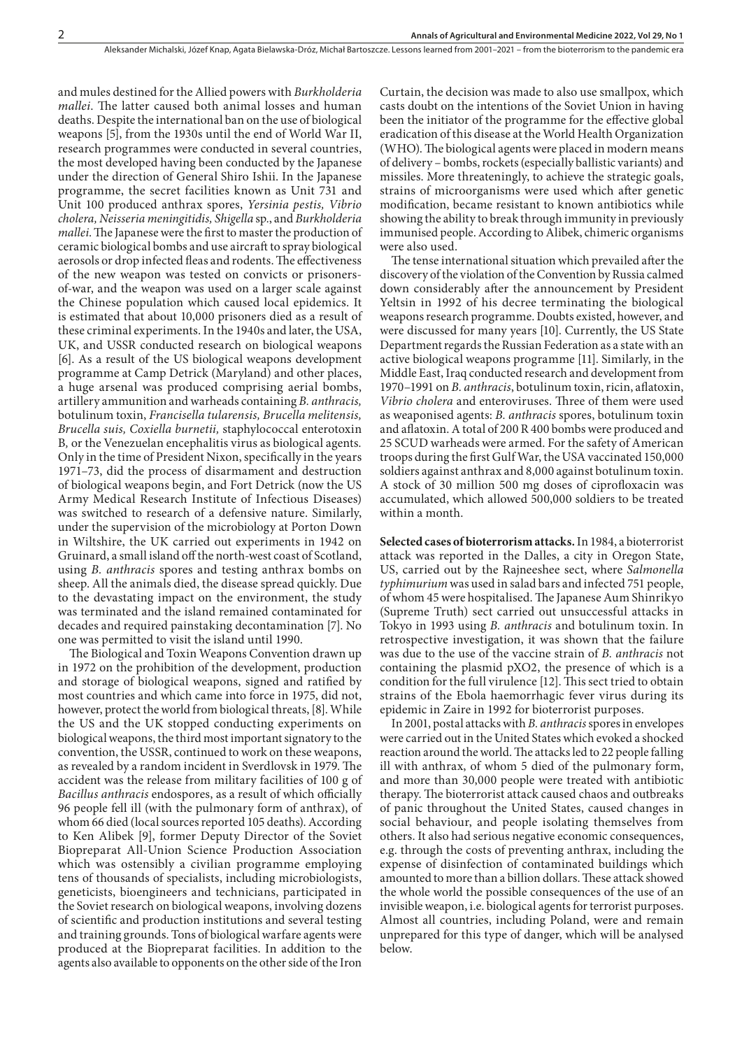and mules destined for the Allied powers with *Burkholderia mallei*. The latter caused both animal losses and human deaths. Despite the international ban on the use of biological weapons [5], from the 1930s until the end of World War II, research programmes were conducted in several countries, the most developed having been conducted by the Japanese under the direction of General Shiro Ishii. In the Japanese programme, the secret facilities known as Unit 731 and Unit 100 produced anthrax spores, *Yersinia pestis, Vibrio cholera, Neisseria meningitidis, Shigella* sp., and *Burkholderia mallei*. The Japanese were the first to master the production of ceramic biological bombs and use aircraft to spray biological aerosols or drop infected fleas and rodents. The effectiveness of the new weapon was tested on convicts or prisoners-of-war, and the weapon was used on a larger scale against the Chinese population which caused local epidemics. It is estimated that about 10,000 prisoners died as a result of these criminal experiments. In the 1940s and later, the USA, UK, and USSR conducted research on biological weapons [6]. As a result of the US biological weapons development programme at Camp Detrick (Maryland) and other places, a huge arsenal was produced comprising aerial bombs, artillery ammunition and warheads containing *B. anthracis,* botulinum toxin, *Francisella tularensis, Brucella melitensis, Brucella suis, Coxiella burnetii,* staphylococcal enterotoxin B*,* or the Venezuelan encephalitis virus as biological agents*.* Only in the time of President Nixon, specifically in the years 1971–73, did the process of disarmament and destruction of biological weapons begin, and Fort Detrick (now the US Army Medical Research Institute of Infectious Diseases) was switched to research of a defensive nature. Similarly, under the supervision of the microbiology at Porton Down in Wiltshire, the UK carried out experiments in 1942 on Gruinard, a small island off the north-west coast of Scotland, using *B. anthracis* spores and testing anthrax bombs on sheep. All the animals died, the disease spread quickly. Due to the devastating impact on the environment, the study was terminated and the island remained contaminated for decades and required painstaking decontamination [7]. No one was permitted to visit the island until 1990.

The Biological and Toxin Weapons Convention drawn up in 1972 on the prohibition of the development, production and storage of biological weapons, signed and ratified by most countries and which came into force in 1975, did not, however, protect the world from biological threats, [8]. While the US and the UK stopped conducting experiments on biological weapons, the third most important signatory to the convention, the USSR, continued to work on these weapons, as revealed by a random incident in Sverdlovsk in 1979. The accident was the release from military facilities of 100 g of *Bacillus anthracis* endospores, as a result of which officially 96 people fell ill (with the pulmonary form of anthrax), of whom 66 died (local sources reported 105 deaths). According to Ken Alibek [9], former Deputy Director of the Soviet Biopreparat All-Union Science Production Association which was ostensibly a civilian programme employing tens of thousands of specialists, including microbiologists, geneticists, bioengineers and technicians, participated in the Soviet research on biological weapons, involving dozens of scientific and production institutions and several testing and training grounds. Tons of biological warfare agents were produced at the Biopreparat facilities. In addition to the agents also available to opponents on the other side of the Iron Curtain, the decision was made to also use smallpox, which casts doubt on the intentions of the Soviet Union in having been the initiator of the programme for the effective global eradication of this disease at the World Health Organization (WHO). The biological agents were placed in modern means of delivery – bombs, rockets (especially ballistic variants) and missiles. More threateningly, to achieve the strategic goals, strains of microorganisms were used which after genetic modification, became resistant to known antibiotics while showing the ability to break through immunity in previously immunised people. According to Alibek, chimeric organisms were also used.

The tense international situation which prevailed after the discovery of the violation of the Convention by Russia calmed down considerably after the announcement by President Yeltsin in 1992 of his decree terminating the biological weapons research programme. Doubts existed, however, and were discussed for many years [10]. Currently, the US State Department regards the Russian Federation as a state with an active biological weapons programme [11]. Similarly, in the Middle East, Iraq conducted research and development from 1970–1991 on *B. anthracis*, botulinum toxin, ricin, aflatoxin, *Vibrio cholera* and enteroviruses. Three of them were used as weaponised agents: *B. anthracis* spores, botulinum toxin and aflatoxin. A total of 200 R 400 bombs were produced and 25 SCUD warheads were armed. For the safety of American troops during the first Gulf War, the USA vaccinated 150,000 soldiers against anthrax and 8,000 against botulinum toxin. A stock of 30 million 500 mg doses of ciprofloxacin was accumulated, which allowed 500,000 soldiers to be treated within a month.

**Selected cases of bioterrorism attacks.** In 1984, a bioterrorist attack was reported in the Dalles, a city in Oregon State, US, carried out by the Rajneeshee sect, where *Salmonella typhimurium* was used in salad bars and infected 751 people, of whom 45 were hospitalised. The Japanese Aum Shinrikyo (Supreme Truth) sect carried out unsuccessful attacks in Tokyo in 1993 using *B. anthracis* and botulinum toxin. In retrospective investigation, it was shown that the failure was due to the use of the vaccine strain of *B. anthracis* not containing the plasmid pXO2, the presence of which is a condition for the full virulence [12]. This sect tried to obtain strains of the Ebola haemorrhagic fever virus during its epidemic in Zaire in 1992 for bioterrorist purposes.

In 2001, postal attacks with *B. anthracis* spores in envelopes were carried out in the United States which evoked a shocked reaction around the world. The attacks led to 22 people falling ill with anthrax, of whom 5 died of the pulmonary form, and more than 30,000 people were treated with antibiotic therapy. The bioterrorist attack caused chaos and outbreaks of panic throughout the United States, caused changes in social behaviour, and people isolating themselves from others. It also had serious negative economic consequences, e.g. through the costs of preventing anthrax, including the expense of disinfection of contaminated buildings which amounted to more than a billion dollars. These attack showed the whole world the possible consequences of the use of an invisible weapon, i.e. biological agents for terrorist purposes. Almost all countries, including Poland, were and remain unprepared for this type of danger, which will be analysed below.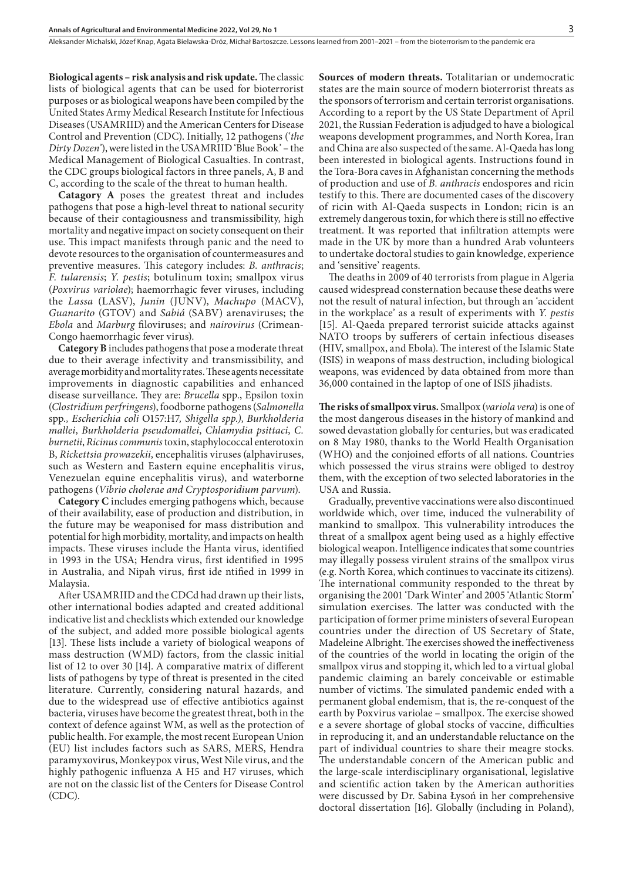**Biological agents – risk analysis and risk update.** The classic lists of biological agents that can be used for bioterrorist purposes or as biological weapons have been compiled by the United States Army Medical Research Institute for Infectious Diseases (USAMRIID) and the American Centers for Disease Control and Prevention (CDC). Initially, 12 pathogens (*'the Dirty Dozen'*), were listed in the USAMRIID 'Blue Book' – the Medical Management of Biological Casualties. In contrast, the CDC groups biological factors in three panels, A, B and C, according to the scale of the threat to human health.

**Catagory A** poses the greatest threat and includes pathogens that pose a high-level threat to national security because of their contagiousness and transmissibility, high mortality and negative impact on society consequent on their use. This impact manifests through panic and the need to devote resources to the organisation of countermeasures and preventive measures. This category includes: *B. anthracis*; *F. tularensis*; *Y. pestis*; botulinum toxin; smallpox virus (*Poxvirus variolae*); haemorrhagic fever viruses, including the *Lassa* (LASV), *Junin* (JUNV), *Machupo* (MACV), *Guanarito* (GTOV) and *Sabiá* (SABV) arenaviruses; the *Ebola* and *Marburg* filoviruses; and *nairovirus* (Crimean-Congo haemorrhagic fever virus).

**Category B** includes pathogens that pose a moderate threat due to their average infectivity and transmissibility, and average morbidity and mortality rates. These agents necessitate improvements in diagnostic capabilities and enhanced disease surveillance. They are: *Brucella* spp., Epsilon toxin (*Clostridium perfringens*), foodborne pathogens (*Salmonella* spp., *Escherichia coli* O157:H7, *Shigella spp.)*, *Burkholderia mallei*, *Burkholderia pseudomallei*, *Chlamydia psittaci*, *C. burnetii*, *Ricinus communis* toxin, staphylococcal enterotoxin B, *Rickettsia prowazekii*, encephalitis viruses (alphaviruses, such as Western and Eastern equine encephalitis virus, Venezuelan equine encephalitis virus), and waterborne pathogens (*Vibrio cholerae and Cryptosporidium parvum*).

**Category C** includes emerging pathogens which, because of their availability, ease of production and distribution, in the future may be weaponised for mass distribution and potential for high morbidity, mortality, and impacts on health impacts. These viruses include the Hanta virus, identified in 1993 in the USA; Hendra virus, first identified in 1995 in Australia, and Nipah virus, first ide ntified in 1999 in Malaysia.

After USAMRIID and the CDCd had drawn up their lists, other international bodies adapted and created additional indicative list and checklists which extended our knowledge of the subject, and added more possible biological agents [13]. These lists include a variety of biological weapons of mass destruction (WMD) factors, from the classic initial list of 12 to over 30 [14]. A comparative matrix of different lists of pathogens by type of threat is presented in the cited literature. Currently, considering natural hazards, and due to the widespread use of effective antibiotics against bacteria, viruses have become the greatest threat, both in the context of defence against WM, as well as the protection of public health. For example, the most recent European Union (EU) list includes factors such as SARS, MERS, Hendra paramyxovirus, Monkeypox virus, West Nile virus, and the highly pathogenic influenza A H5 and H7 viruses, which are not on the classic list of the Centers for Disease Control (CDC).

**Sources of modern threats.** Totalitarian or undemocratic states are the main source of modern bioterrorist threats as the sponsors of terrorism and certain terrorist organisations. According to a report by the US State Department of April 2021, the Russian Federation is adjudged to have a biological weapons development programmes, and North Korea, Iran and China are also suspected of the same. Al-Qaeda has long been interested in biological agents. Instructions found in the Tora-Bora caves in Afghanistan concerning the methods of production and use of *B. anthracis* endospores and ricin testify to this. There are documented cases of the discovery of ricin with Al-Qaeda suspects in London; ricin is an extremely dangerous toxin, for which there is still no effective treatment. It was reported that infiltration attempts were made in the UK by more than a hundred Arab volunteers to undertake doctoral studies to gain knowledge, experience and 'sensitive' reagents.

The deaths in 2009 of 40 terrorists from plague in Algeria caused widespread consternation because these deaths were not the result of natural infection, but through an 'accident in the workplace' as a result of experiments with *Y. pestis* [15]. Al-Qaeda prepared terrorist suicide attacks against NATO troops by sufferers of certain infectious diseases (HIV, smallpox, and Ebola). The interest of the Islamic State (ISIS) in weapons of mass destruction, including biological weapons, was evidenced by data obtained from more than 36,000 contained in the laptop of one of ISIS jihadists.

**The risks of smallpox virus.** Smallpox (*variola vera*) is one of the most dangerous diseases in the history of mankind and sowed devastation globally for centuries, but was eradicated on 8 May 1980, thanks to the World Health Organisation (WHO) and the conjoined efforts of all nations. Countries which possessed the virus strains were obliged to destroy them, with the exception of two selected laboratories in the USA and Russia.

Gradually, preventive vaccinations were also discontinued worldwide which, over time, induced the vulnerability of mankind to smallpox. This vulnerability introduces the threat of a smallpox agent being used as a highly effective biological weapon. Intelligence indicates that some countries may illegally possess virulent strains of the smallpox virus (e.g. North Korea, which continues to vaccinate its citizens). The international community responded to the threat by organising the 2001 'Dark Winter' and 2005 'Atlantic Storm' simulation exercises. The latter was conducted with the participation of former prime ministers of several European countries under the direction of US Secretary of State, Madeleine Albright. The exercises showed the ineffectiveness of the countries of the world in locating the origin of the smallpox virus and stopping it, which led to a virtual global pandemic claiming an barely conceivable or estimable number of victims. The simulated pandemic ended with a permanent global endemism, that is, the re-conquest of the earth by Poxvirus variolae – smallpox. The exercise showed e a severe shortage of global stocks of vaccine, difficulties in reproducing it, and an understandable reluctance on the part of individual countries to share their meagre stocks. The understandable concern of the American public and the large-scale interdisciplinary organisational, legislative and scientific action taken by the American authorities were discussed by Dr. Sabina Łysoń in her comprehensive doctoral dissertation [16]. Globally (including in Poland),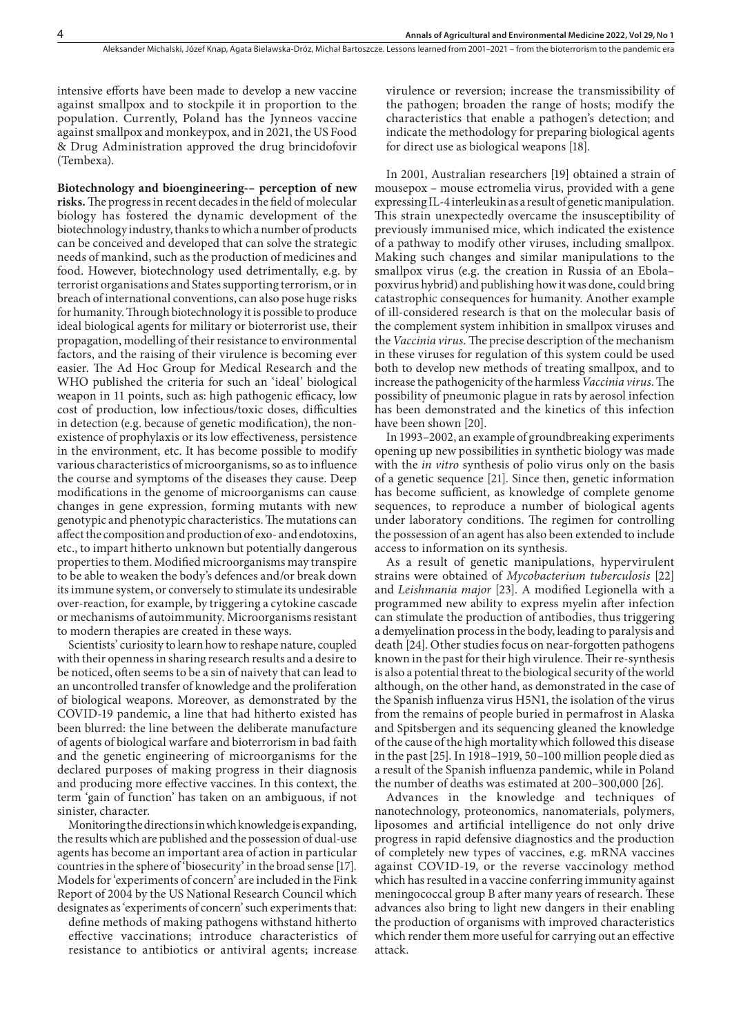intensive efforts have been made to develop a new vaccine against smallpox and to stockpile it in proportion to the population. Currently, Poland has the Jynneos vaccine against smallpox and monkeypox, and in 2021, the US Food & Drug Administration approved the drug brincidofovir (Tembexa).

**Biotechnology and bioengineering-– perception of new risks.** The progress in recent decades in the field of molecular biology has fostered the dynamic development of the biotechnology industry, thanks to which a number of products can be conceived and developed that can solve the strategic needs of mankind, such as the production of medicines and food. However, biotechnology used detrimentally, e.g. by terrorist organisations and States supporting terrorism, or in breach of international conventions, can also pose huge risks for humanity. Through biotechnology it is possible to produce ideal biological agents for military or bioterrorist use, their propagation, modelling of their resistance to environmental factors, and the raising of their virulence is becoming ever easier. The Ad Hoc Group for Medical Research and the WHO published the criteria for such an 'ideal' biological weapon in 11 points, such as: high pathogenic efficacy, low cost of production, low infectious/toxic doses, difficulties in detection (e.g. because of genetic modification), the non-existence of prophylaxis or its low effectiveness, persistence in the environment, etc. It has become possible to modify various characteristics of microorganisms, so as to influence the course and symptoms of the diseases they cause. Deep modifications in the genome of microorganisms can cause changes in gene expression, forming mutants with new genotypic and phenotypic characteristics. The mutations can affect the composition and production of exo- and endotoxins, etc., to impart hitherto unknown but potentially dangerous properties to them. Modified microorganisms may transpire to be able to weaken the body's defences and/or break down its immune system, or conversely to stimulate its undesirable over-reaction, for example, by triggering a cytokine cascade or mechanisms of autoimmunity. Microorganisms resistant to modern therapies are created in these ways.

Scientists' curiosity to learn how to reshape nature, coupled with their openness in sharing research results and a desire to be noticed, often seems to be a sin of naivety that can lead to an uncontrolled transfer of knowledge and the proliferation of biological weapons. Moreover, as demonstrated by the COVID-19 pandemic, a line that had hitherto existed has been blurred: the line between the deliberate manufacture of agents of biological warfare and bioterrorism in bad faith and the genetic engineering of microorganisms for the declared purposes of making progress in their diagnosis and producing more effective vaccines. In this context, the term 'gain of function' has taken on an ambiguous, if not sinister, character.

Monitoring the directions in which knowledge is expanding, the results which are published and the possession of dual-use agents has become an important area of action in particular countries in the sphere of 'biosecurity' in the broad sense [17]. Models for 'experiments of concern' are included in the Fink Report of 2004 by the US National Research Council which designates as 'experiments of concern' such experiments that:

> define methods of making pathogens withstand hitherto effective vaccinations; introduce characteristics of resistance to antibiotics or antiviral agents; increase virulence or reversion; increase the transmissibility of the pathogen; broaden the range of hosts; modify the characteristics that enable a pathogen's detection; and indicate the methodology for preparing biological agents for direct use as biological weapons [18].

In 2001, Australian researchers [19] obtained a strain of mousepox – mouse ectromelia virus, provided with a gene expressing IL-4 interleukin as a result of genetic manipulation. This strain unexpectedly overcame the insusceptibility of previously immunised mice, which indicated the existence of a pathway to modify other viruses, including smallpox. Making such changes and similar manipulations to the smallpox virus (e.g. the creation in Russia of an Ebola–poxvirus hybrid) and publishing how it was done, could bring catastrophic consequences for humanity. Another example of ill-considered research is that on the molecular basis of the complement system inhibition in smallpox viruses and the *Vaccinia virus*. The precise description of the mechanism in these viruses for regulation of this system could be used both to develop new methods of treating smallpox, and to increase the pathogenicity of the harmless *Vaccinia virus*. The possibility of pneumonic plague in rats by aerosol infection has been demonstrated and the kinetics of this infection have been shown [20].

In 1993–2002, an example of groundbreaking experiments opening up new possibilities in synthetic biology was made with the *in vitro* synthesis of polio virus only on the basis of a genetic sequence [21]. Since then, genetic information has become sufficient, as knowledge of complete genome sequences, to reproduce a number of biological agents under laboratory conditions. The regimen for controlling the possession of an agent has also been extended to include access to information on its synthesis.

As a result of genetic manipulations, hypervirulent strains were obtained of *Mycobacterium tuberculosis* [22] and *Leishmania major* [23]. A modified Legionella with a programmed new ability to express myelin after infection can stimulate the production of antibodies, thus triggering a demyelination process in the body, leading to paralysis and death [24]. Other studies focus on near-forgotten pathogens known in the past for their high virulence. Their re-synthesis is also a potential threat to the biological security of the world although, on the other hand, as demonstrated in the case of the Spanish influenza virus H5N1, the isolation of the virus from the remains of people buried in permafrost in Alaska and Spitsbergen and its sequencing gleaned the knowledge of the cause of the high mortality which followed this disease in the past [25]. In 1918–1919, 50–100 million people died as a result of the Spanish influenza pandemic, while in Poland the number of deaths was estimated at 200–300,000 [26].

Advances in the knowledge and techniques of nanotechnology, proteonomics, nanomaterials, polymers, liposomes and artificial intelligence do not only drive progress in rapid defensive diagnostics and the production of completely new types of vaccines, e.g. mRNA vaccines against COVID-19, or the reverse vaccinology method which has resulted in a vaccine conferring immunity against meningococcal group B after many years of research. These advances also bring to light new dangers in their enabling the production of organisms with improved characteristics which render them more useful for carrying out an effective attack.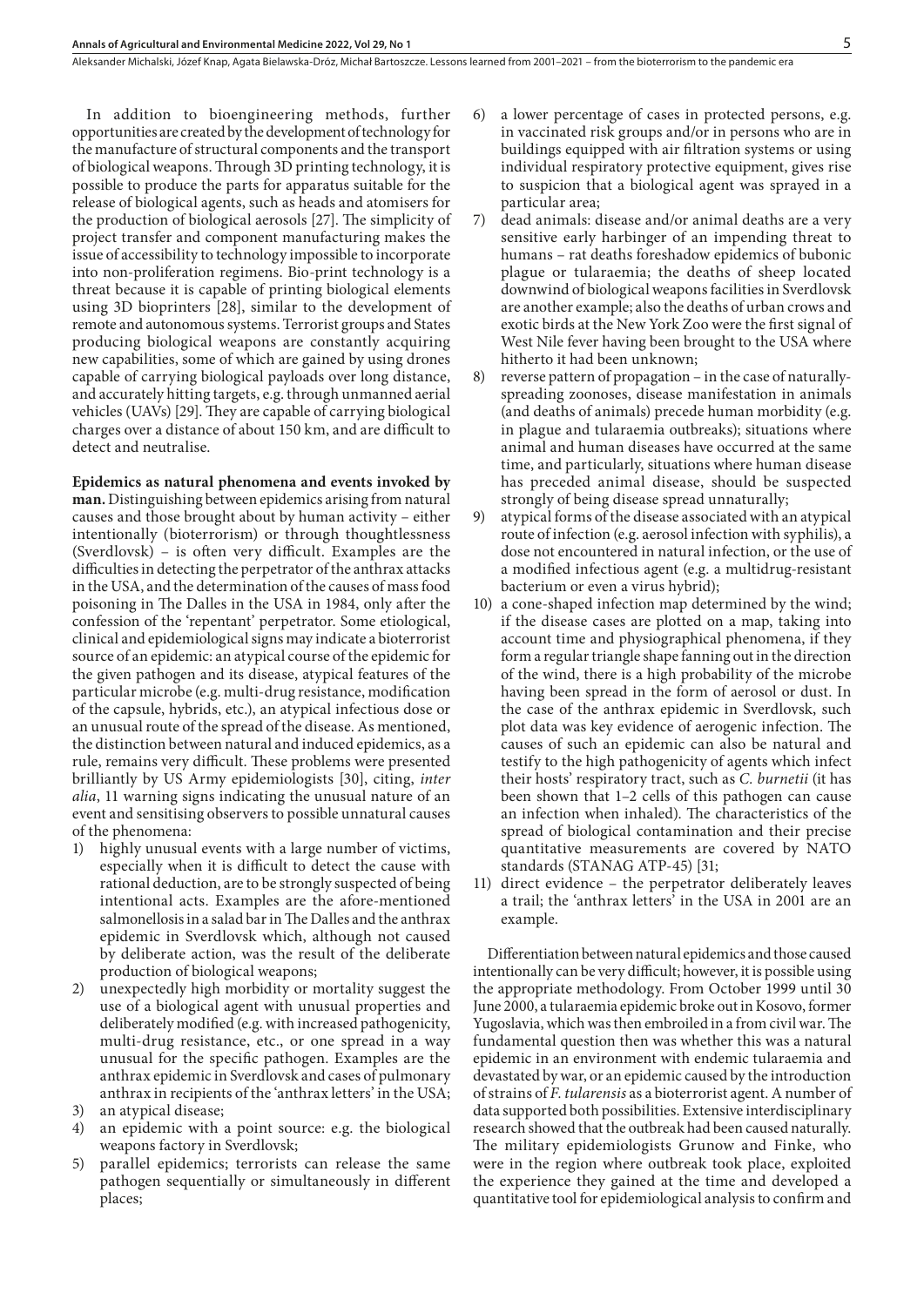In addition to bioengineering methods, further opportunities are created by the development of technology for the manufacture of structural components and the transport of biological weapons. Through 3D printing technology, it is possible to produce the parts for apparatus suitable for the release of biological agents, such as heads and atomisers for the production of biological aerosols [27]. The simplicity of project transfer and component manufacturing makes the issue of accessibility to technology impossible to incorporate into non-proliferation regimens. Bio-print technology is a threat because it is capable of printing biological elements using 3D bioprinters [28], similar to the development of remote and autonomous systems. Terrorist groups and States producing biological weapons are constantly acquiring new capabilities, some of which are gained by using drones capable of carrying biological payloads over long distance, and accurately hitting targets, e.g. through unmanned aerial vehicles (UAVs) [29]. They are capable of carrying biological charges over a distance of about 150 km, and are difficult to detect and neutralise.

**Epidemics as natural phenomena and events invoked by man.** Distinguishing between epidemics arising from natural causes and those brought about by human activity – either intentionally (bioterrorism) or through thoughtlessness (Sverdlovsk) – is often very difficult. Examples are the difficulties in detecting the perpetrator of the anthrax attacks in the USA, and the determination of the causes of mass food poisoning in The Dalles in the USA in 1984, only after the confession of the 'repentant' perpetrator. Some etiological, clinical and epidemiological signs may indicate a bioterrorist source of an epidemic: an atypical course of the epidemic for the given pathogen and its disease, atypical features of the particular microbe (e.g. multi-drug resistance, modification of the capsule, hybrids, etc.), an atypical infectious dose or an unusual route of the spread of the disease. As mentioned, the distinction between natural and induced epidemics, as a rule, remains very difficult. These problems were presented brilliantly by US Army epidemiologists [30], citing, *inter alia*, 11 warning signs indicating the unusual nature of an event and sensitising observers to possible unnatural causes of the phenomena:

1) highly unusual events with a large number of victims, especially when it is difficult to detect the cause with rational deduction, are to be strongly suspected of being intentional acts. Examples are the afore-mentioned salmonellosis in a salad bar in The Dalles and the anthrax epidemic in Sverdlovsk which, although not caused by deliberate action, was the result of the deliberate production of biological weapons;
2) unexpectedly high morbidity or mortality suggest the use of a biological agent with unusual properties and deliberately modified (e.g. with increased pathogenicity, multi-drug resistance, etc., or one spread in a way unusual for the specific pathogen. Examples are the anthrax epidemic in Sverdlovsk and cases of pulmonary anthrax in recipients of the 'anthrax letters' in the USA;
3) an atypical disease;
4) an epidemic with a point source: e.g. the biological weapons factory in Sverdlovsk;
5) parallel epidemics; terrorists can release the same pathogen sequentially or simultaneously in different places;
6) a lower percentage of cases in protected persons, e.g. in vaccinated risk groups and/or in persons who are in buildings equipped with air filtration systems or using individual respiratory protective equipment, gives rise to suspicion that a biological agent was sprayed in a particular area;
7) dead animals: disease and/or animal deaths are a very sensitive early harbinger of an impending threat to humans – rat deaths foreshadow epidemics of bubonic plague or tularaemia; the deaths of sheep located downwind of biological weapons facilities in Sverdlovsk are another example; also the deaths of urban crows and exotic birds at the New York Zoo were the first signal of West Nile fever having been brought to the USA where hitherto it had been unknown;
8) reverse pattern of propagation – in the case of naturally-spreading zoonoses, disease manifestation in animals (and deaths of animals) precede human morbidity (e.g. in plague and tularaemia outbreaks); situations where animal and human diseases have occurred at the same time, and particularly, situations where human disease has preceded animal disease, should be suspected strongly of being disease spread unnaturally;
9) atypical forms of the disease associated with an atypical route of infection (e.g. aerosol infection with syphilis), a dose not encountered in natural infection, or the use of a modified infectious agent (e.g. a multidrug-resistant bacterium or even a virus hybrid);
10) a cone-shaped infection map determined by the wind; if the disease cases are plotted on a map, taking into account time and physiographical phenomena, if they form a regular triangle shape fanning out in the direction of the wind, there is a high probability of the microbe having been spread in the form of aerosol or dust. In the case of the anthrax epidemic in Sverdlovsk, such plot data was key evidence of aerogenic infection. The causes of such an epidemic can also be natural and testify to the high pathogenicity of agents which infect their hosts' respiratory tract, such as *C. burnetii* (it has been shown that 1–2 cells of this pathogen can cause an infection when inhaled). The characteristics of the spread of biological contamination and their precise quantitative measurements are covered by NATO standards (STANAG ATP-45) [31;
11) direct evidence – the perpetrator deliberately leaves a trail; the 'anthrax letters' in the USA in 2001 are an example.

Differentiation between natural epidemics and those caused intentionally can be very difficult; however, it is possible using the appropriate methodology. From October 1999 until 30 June 2000, a tularaemia epidemic broke out in Kosovo, former Yugoslavia, which was then embroiled in a from civil war. The fundamental question then was whether this was a natural epidemic in an environment with endemic tularaemia and devastated by war, or an epidemic caused by the introduction of strains of *F. tularensis* as a bioterrorist agent. A number of data supported both possibilities. Extensive interdisciplinary research showed that the outbreak had been caused naturally. The military epidemiologists Grunow and Finke, who were in the region where outbreak took place, exploited the experience they gained at the time and developed a quantitative tool for epidemiological analysis to confirm and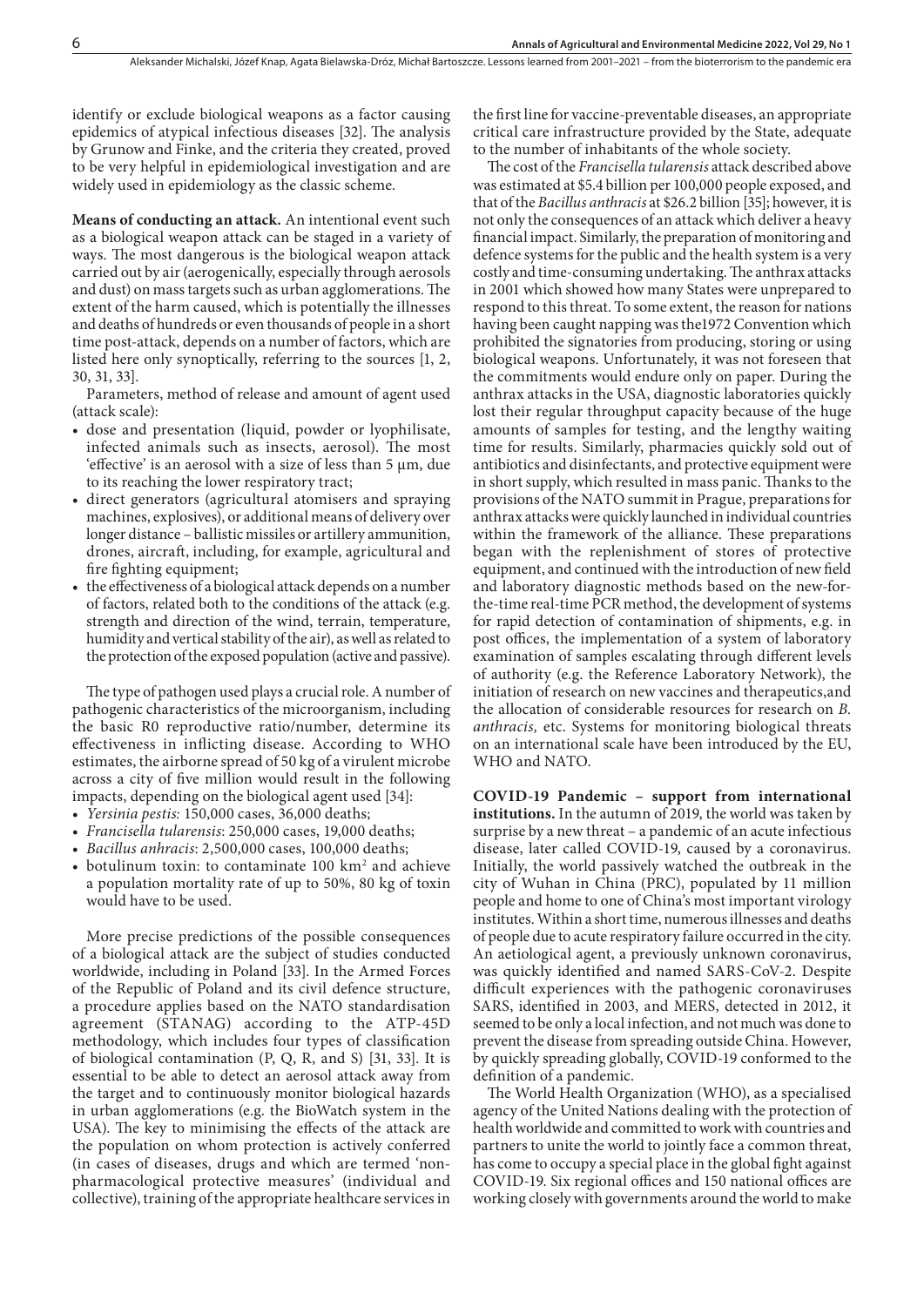identify or exclude biological weapons as a factor causing epidemics of atypical infectious diseases [32]. The analysis by Grunow and Finke, and the criteria they created, proved to be very helpful in epidemiological investigation and are widely used in epidemiology as the classic scheme.

**Means of conducting an attack.** An intentional event such as a biological weapon attack can be staged in a variety of ways. The most dangerous is the biological weapon attack carried out by air (aerogenically, especially through aerosols and dust) on mass targets such as urban agglomerations. The extent of the harm caused, which is potentially the illnesses and deaths of hundreds or even thousands of people in a short time post-attack, depends on a number of factors, which are listed here only synoptically, referring to the sources [1, 2, 30, 31, 33].

Parameters, method of release and amount of agent used (attack scale):

- dose and presentation (liquid, powder or lyophilisate, infected animals such as insects, aerosol). The most 'effective' is an aerosol with a size of less than 5 µm, due to its reaching the lower respiratory tract;
- direct generators (agricultural atomisers and spraying machines, explosives), or additional means of delivery over longer distance – ballistic missiles or artillery ammunition, drones, aircraft, including, for example, agricultural and fire fighting equipment;
- the effectiveness of a biological attack depends on a number of factors, related both to the conditions of the attack (e.g. strength and direction of the wind, terrain, temperature, humidity and vertical stability of the air), as well as related to the protection of the exposed population (active and passive).

The type of pathogen used plays a crucial role. A number of pathogenic characteristics of the microorganism, including the basic R0 reproductive ratio/number, determine its effectiveness in inflicting disease. According to WHO estimates, the airborne spread of 50 kg of a virulent microbe across a city of five million would result in the following impacts, depending on the biological agent used [34]:

- *Yersinia pestis:* 150,000 cases, 36,000 deaths;
- *Francisella tularensis*: 250,000 cases, 19,000 deaths;
- *Bacillus anhracis*: 2,500,000 cases, 100,000 deaths;
- botulinum toxin: to contaminate 100 km$^2$ and achieve a population mortality rate of up to 50%, 80 kg of toxin would have to be used.

More precise predictions of the possible consequences of a biological attack are the subject of studies conducted worldwide, including in Poland [33]. In the Armed Forces of the Republic of Poland and its civil defence structure, a procedure applies based on the NATO standardisation agreement (STANAG) according to the ATP-45D methodology, which includes four types of classification of biological contamination (P, Q, R, and S) [31, 33]. It is essential to be able to detect an aerosol attack away from the target and to continuously monitor biological hazards in urban agglomerations (e.g. the BioWatch system in the USA). The key to minimising the effects of the attack are the population on whom protection is actively conferred (in cases of diseases, drugs and which are termed 'non-pharmacological protective measures' (individual and collective), training of the appropriate healthcare services in the first line for vaccine-preventable diseases, an appropriate critical care infrastructure provided by the State, adequate to the number of inhabitants of the whole society.

The cost of the *Francisella tularensis* attack described above was estimated at \$5.4 billion per 100,000 people exposed, and that of the *Bacillus anthracis* at \$26.2 billion [35]; however, it is not only the consequences of an attack which deliver a heavy financial impact. Similarly, the preparation of monitoring and defence systems for the public and the health system is a very costly and time-consuming undertaking. The anthrax attacks in 2001 which showed how many States were unprepared to respond to this threat. To some extent, the reason for nations having been caught napping was the1972 Convention which prohibited the signatories from producing, storing or using biological weapons. Unfortunately, it was not foreseen that the commitments would endure only on paper. During the anthrax attacks in the USA, diagnostic laboratories quickly lost their regular throughput capacity because of the huge amounts of samples for testing, and the lengthy waiting time for results. Similarly, pharmacies quickly sold out of antibiotics and disinfectants, and protective equipment were in short supply, which resulted in mass panic. Thanks to the provisions of the NATO summit in Prague, preparations for anthrax attacks were quickly launched in individual countries within the framework of the alliance. These preparations began with the replenishment of stores of protective equipment, and continued with the introduction of new field and laboratory diagnostic methods based on the new-for-the-time real-time PCR method, the development of systems for rapid detection of contamination of shipments, e.g. in post offices, the implementation of a system of laboratory examination of samples escalating through different levels of authority (e.g. the Reference Laboratory Network), the initiation of research on new vaccines and therapeutics,and the allocation of considerable resources for research on *B. anthracis,* etc. Systems for monitoring biological threats on an international scale have been introduced by the EU, WHO and NATO.

**COVID-19 Pandemic – support from international institutions.** In the autumn of 2019, the world was taken by surprise by a new threat – a pandemic of an acute infectious disease, later called COVID-19, caused by a coronavirus. Initially, the world passively watched the outbreak in the city of Wuhan in China (PRC), populated by 11 million people and home to one of China's most important virology institutes. Within a short time, numerous illnesses and deaths of people due to acute respiratory failure occurred in the city. An aetiological agent, a previously unknown coronavirus, was quickly identified and named SARS-CoV-2. Despite difficult experiences with the pathogenic coronaviruses SARS, identified in 2003, and MERS, detected in 2012, it seemed to be only a local infection, and not much was done to prevent the disease from spreading outside China. However, by quickly spreading globally, COVID-19 conformed to the definition of a pandemic.

The World Health Organization (WHO), as a specialised agency of the United Nations dealing with the protection of health worldwide and committed to work with countries and partners to unite the world to jointly face a common threat, has come to occupy a special place in the global fight against COVID-19. Six regional offices and 150 national offices are working closely with governments around the world to make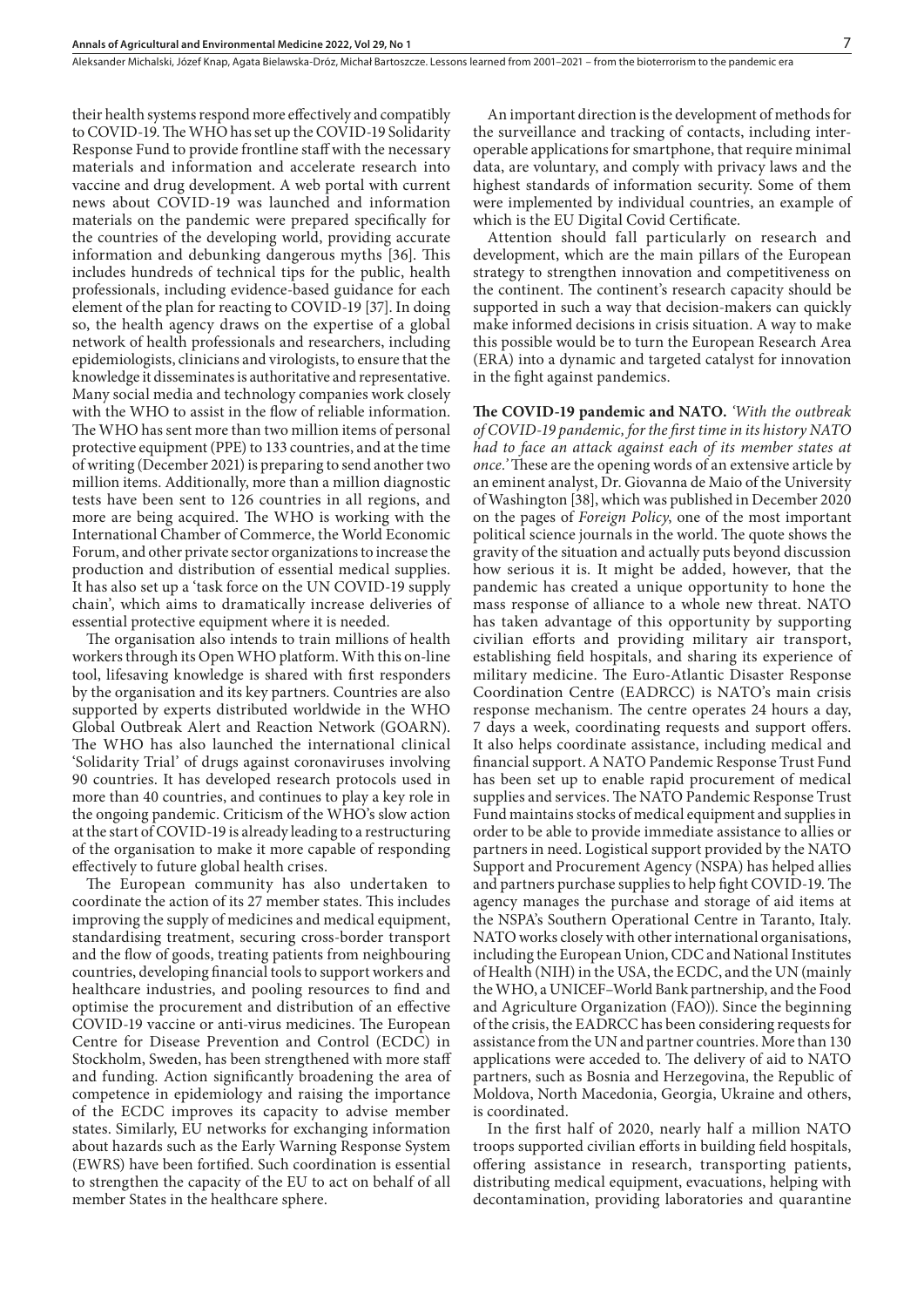their health systems respond more effectively and compatibly to COVID-19. The WHO has set up the COVID-19 Solidarity Response Fund to provide frontline staff with the necessary materials and information and accelerate research into vaccine and drug development. A web portal with current news about COVID-19 was launched and information materials on the pandemic were prepared specifically for the countries of the developing world, providing accurate information and debunking dangerous myths [36]. This includes hundreds of technical tips for the public, health professionals, including evidence-based guidance for each element of the plan for reacting to COVID-19 [37]. In doing so, the health agency draws on the expertise of a global network of health professionals and researchers, including epidemiologists, clinicians and virologists, to ensure that the knowledge it disseminates is authoritative and representative. Many social media and technology companies work closely with the WHO to assist in the flow of reliable information. The WHO has sent more than two million items of personal protective equipment (PPE) to 133 countries, and at the time of writing (December 2021) is preparing to send another two million items. Additionally, more than a million diagnostic tests have been sent to 126 countries in all regions, and more are being acquired. The WHO is working with the International Chamber of Commerce, the World Economic Forum, and other private sector organizations to increase the production and distribution of essential medical supplies. It has also set up a 'task force on the UN COVID-19 supply chain', which aims to dramatically increase deliveries of essential protective equipment where it is needed.

The organisation also intends to train millions of health workers through its Open WHO platform. With this on-line tool, lifesaving knowledge is shared with first responders by the organisation and its key partners. Countries are also supported by experts distributed worldwide in the WHO Global Outbreak Alert and Reaction Network (GOARN). The WHO has also launched the international clinical 'Solidarity Trial' of drugs against coronaviruses involving 90 countries. It has developed research protocols used in more than 40 countries, and continues to play a key role in the ongoing pandemic. Criticism of the WHO's slow action at the start of COVID-19 is already leading to a restructuring of the organisation to make it more capable of responding effectively to future global health crises.

The European community has also undertaken to coordinate the action of its 27 member states. This includes improving the supply of medicines and medical equipment, standardising treatment, securing cross-border transport and the flow of goods, treating patients from neighbouring countries, developing financial tools to support workers and healthcare industries, and pooling resources to find and optimise the procurement and distribution of an effective COVID-19 vaccine or anti-virus medicines. The European Centre for Disease Prevention and Control (ECDC) in Stockholm, Sweden, has been strengthened with more staff and funding. Action significantly broadening the area of competence in epidemiology and raising the importance of the ECDC improves its capacity to advise member states. Similarly, EU networks for exchanging information about hazards such as the Early Warning Response System (EWRS) have been fortified. Such coordination is essential to strengthen the capacity of the EU to act on behalf of all member States in the healthcare sphere.

An important direction is the development of methods for the surveillance and tracking of contacts, including interoperable applications for smartphone, that require minimal data, are voluntary, and comply with privacy laws and the highest standards of information security. Some of them were implemented by individual countries, an example of which is the EU Digital Covid Certificate.

Attention should fall particularly on research and development, which are the main pillars of the European strategy to strengthen innovation and competitiveness on the continent. The continent's research capacity should be supported in such a way that decision-makers can quickly make informed decisions in crisis situation. A way to make this possible would be to turn the European Research Area (ERA) into a dynamic and targeted catalyst for innovation in the fight against pandemics.

**The COVID-19 pandemic and NATO.** *'With the outbreak of COVID-19 pandemic, for the first time in its history NATO had to face an attack against each of its member states at once.'* These are the opening words of an extensive article by an eminent analyst, Dr. Giovanna de Maio of the University of Washington [38], which was published in December 2020 on the pages of *Foreign Policy*, one of the most important political science journals in the world. The quote shows the gravity of the situation and actually puts beyond discussion how serious it is. It might be added, however, that the pandemic has created a unique opportunity to hone the mass response of alliance to a whole new threat. NATO has taken advantage of this opportunity by supporting civilian efforts and providing military air transport, establishing field hospitals, and sharing its experience of military medicine. The Euro-Atlantic Disaster Response Coordination Centre (EADRCC) is NATO's main crisis response mechanism. The centre operates 24 hours a day, 7 days a week, coordinating requests and support offers. It also helps coordinate assistance, including medical and financial support. A NATO Pandemic Response Trust Fund has been set up to enable rapid procurement of medical supplies and services. The NATO Pandemic Response Trust Fund maintains stocks of medical equipment and supplies in order to be able to provide immediate assistance to allies or partners in need. Logistical support provided by the NATO Support and Procurement Agency (NSPA) has helped allies and partners purchase supplies to help fight COVID-19. The agency manages the purchase and storage of aid items at the NSPA's Southern Operational Centre in Taranto, Italy. NATO works closely with other international organisations, including the European Union, CDC and National Institutes of Health (NIH) in the USA, the ECDC, and the UN (mainly the WHO, a UNICEF–World Bank partnership, and the Food and Agriculture Organization (FAO)). Since the beginning of the crisis, the EADRCC has been considering requests for assistance from the UN and partner countries. More than 130 applications were acceded to. The delivery of aid to NATO partners, such as Bosnia and Herzegovina, the Republic of Moldova, North Macedonia, Georgia, Ukraine and others, is coordinated.

In the first half of 2020, nearly half a million NATO troops supported civilian efforts in building field hospitals, offering assistance in research, transporting patients, distributing medical equipment, evacuations, helping with decontamination, providing laboratories and quarantine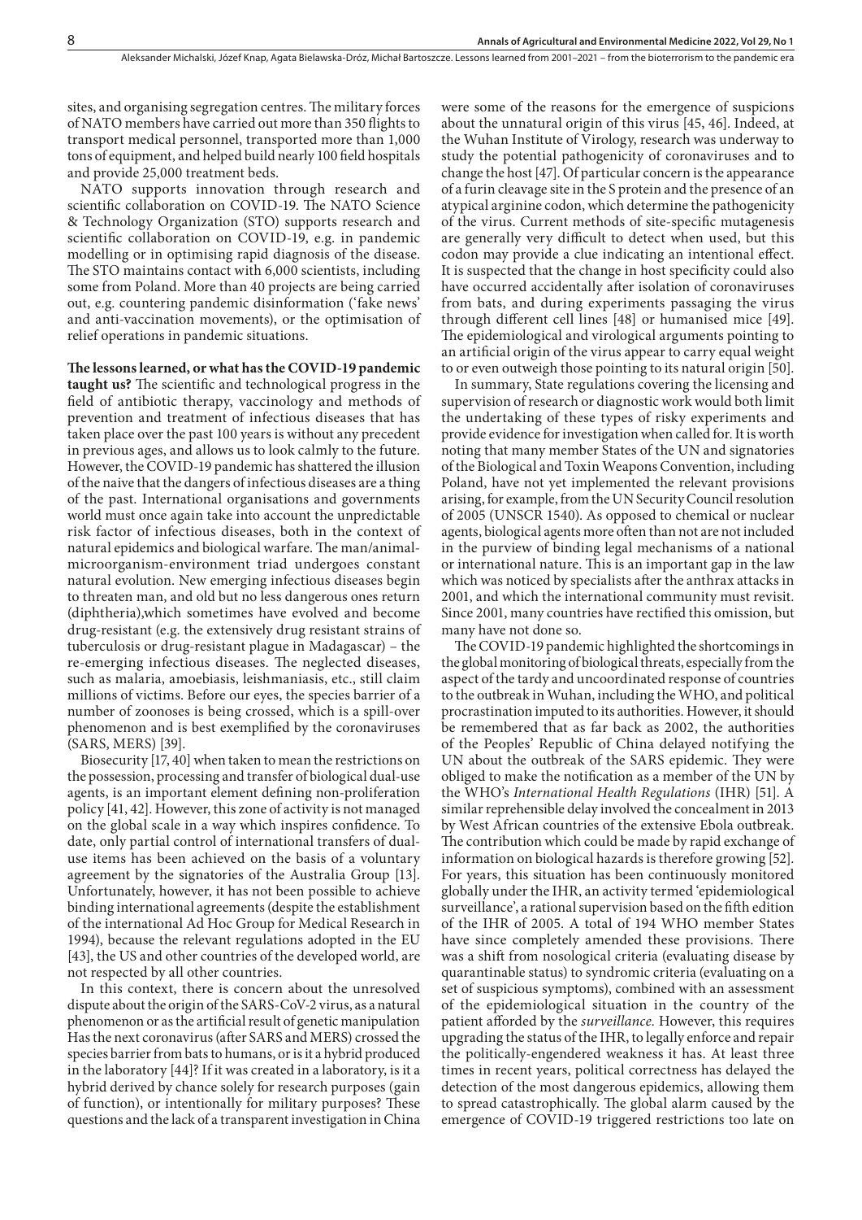sites, and organising segregation centres. The military forces of NATO members have carried out more than 350 flights to transport medical personnel, transported more than 1,000 tons of equipment, and helped build nearly 100 field hospitals and provide 25,000 treatment beds.

NATO supports innovation through research and scientific collaboration on COVID-19. The NATO Science & Technology Organization (STO) supports research and scientific collaboration on COVID-19, e.g. in pandemic modelling or in optimising rapid diagnosis of the disease. The STO maintains contact with 6,000 scientists, including some from Poland. More than 40 projects are being carried out, e.g. countering pandemic disinformation ('fake news' and anti-vaccination movements), or the optimisation of relief operations in pandemic situations.

**The lessons learned, or what has the COVID-19 pandemic taught us?** The scientific and technological progress in the field of antibiotic therapy, vaccinology and methods of prevention and treatment of infectious diseases that has taken place over the past 100 years is without any precedent in previous ages, and allows us to look calmly to the future. However, the COVID-19 pandemic has shattered the illusion of the naive that the dangers of infectious diseases are a thing of the past. International organisations and governments world must once again take into account the unpredictable risk factor of infectious diseases, both in the context of natural epidemics and biological warfare. The man/animal-microorganism-environment triad undergoes constant natural evolution. New emerging infectious diseases begin to threaten man, and old but no less dangerous ones return (diphtheria),which sometimes have evolved and become drug-resistant (e.g. the extensively drug resistant strains of tuberculosis or drug-resistant plague in Madagascar) – the re-emerging infectious diseases. The neglected diseases, such as malaria, amoebiasis, leishmaniasis, etc., still claim millions of victims. Before our eyes, the species barrier of a number of zoonoses is being crossed, which is a spill-over phenomenon and is best exemplified by the coronaviruses (SARS, MERS) [39].

Biosecurity [17, 40] when taken to mean the restrictions on the possession, processing and transfer of biological dual-use agents, is an important element defining non-proliferation policy [41, 42]. However, this zone of activity is not managed on the global scale in a way which inspires confidence. To date, only partial control of international transfers of dual-use items has been achieved on the basis of a voluntary agreement by the signatories of the Australia Group [13]. Unfortunately, however, it has not been possible to achieve binding international agreements (despite the establishment of the international Ad Hoc Group for Medical Research in 1994), because the relevant regulations adopted in the EU [43], the US and other countries of the developed world, are not respected by all other countries.

In this context, there is concern about the unresolved dispute about the origin of the SARS-CoV-2 virus, as a natural phenomenon or as the artificial result of genetic manipulation Has the next coronavirus (after SARS and MERS) crossed the species barrier from bats to humans, or is it a hybrid produced in the laboratory [44]? If it was created in a laboratory, is it a hybrid derived by chance solely for research purposes (gain of function), or intentionally for military purposes? These questions and the lack of a transparent investigation in China were some of the reasons for the emergence of suspicions about the unnatural origin of this virus [45, 46]. Indeed, at the Wuhan Institute of Virology, research was underway to study the potential pathogenicity of coronaviruses and to change the host [47]. Of particular concern is the appearance of a furin cleavage site in the S protein and the presence of an atypical arginine codon, which determine the pathogenicity of the virus. Current methods of site-specific mutagenesis are generally very difficult to detect when used, but this codon may provide a clue indicating an intentional effect. It is suspected that the change in host specificity could also have occurred accidentally after isolation of coronaviruses from bats, and during experiments passaging the virus through different cell lines [48] or humanised mice [49]. The epidemiological and virological arguments pointing to an artificial origin of the virus appear to carry equal weight to or even outweigh those pointing to its natural origin [50].

In summary, State regulations covering the licensing and supervision of research or diagnostic work would both limit the undertaking of these types of risky experiments and provide evidence for investigation when called for. It is worth noting that many member States of the UN and signatories of the Biological and Toxin Weapons Convention, including Poland, have not yet implemented the relevant provisions arising, for example, from the UN Security Council resolution of 2005 (UNSCR 1540). As opposed to chemical or nuclear agents, biological agents more often than not are not included in the purview of binding legal mechanisms of a national or international nature. This is an important gap in the law which was noticed by specialists after the anthrax attacks in 2001, and which the international community must revisit. Since 2001, many countries have rectified this omission, but many have not done so.

The COVID-19 pandemic highlighted the shortcomings in the global monitoring of biological threats, especially from the aspect of the tardy and uncoordinated response of countries to the outbreak in Wuhan, including the WHO, and political procrastination imputed to its authorities. However, it should be remembered that as far back as 2002, the authorities of the Peoples' Republic of China delayed notifying the UN about the outbreak of the SARS epidemic. They were obliged to make the notification as a member of the UN by the WHO's *International Health Regulations* (IHR) [51]. A similar reprehensible delay involved the concealment in 2013 by West African countries of the extensive Ebola outbreak. The contribution which could be made by rapid exchange of information on biological hazards is therefore growing [52]. For years, this situation has been continuously monitored globally under the IHR, an activity termed 'epidemiological surveillance', a rational supervision based on the fifth edition of the IHR of 2005. A total of 194 WHO member States have since completely amended these provisions. There was a shift from nosological criteria (evaluating disease by quarantinable status) to syndromic criteria (evaluating on a set of suspicious symptoms), combined with an assessment of the epidemiological situation in the country of the patient afforded by the *surveillance.* However, this requires upgrading the status of the IHR, to legally enforce and repair the politically-engendered weakness it has. At least three times in recent years, political correctness has delayed the detection of the most dangerous epidemics, allowing them to spread catastrophically. The global alarm caused by the emergence of COVID-19 triggered restrictions too late on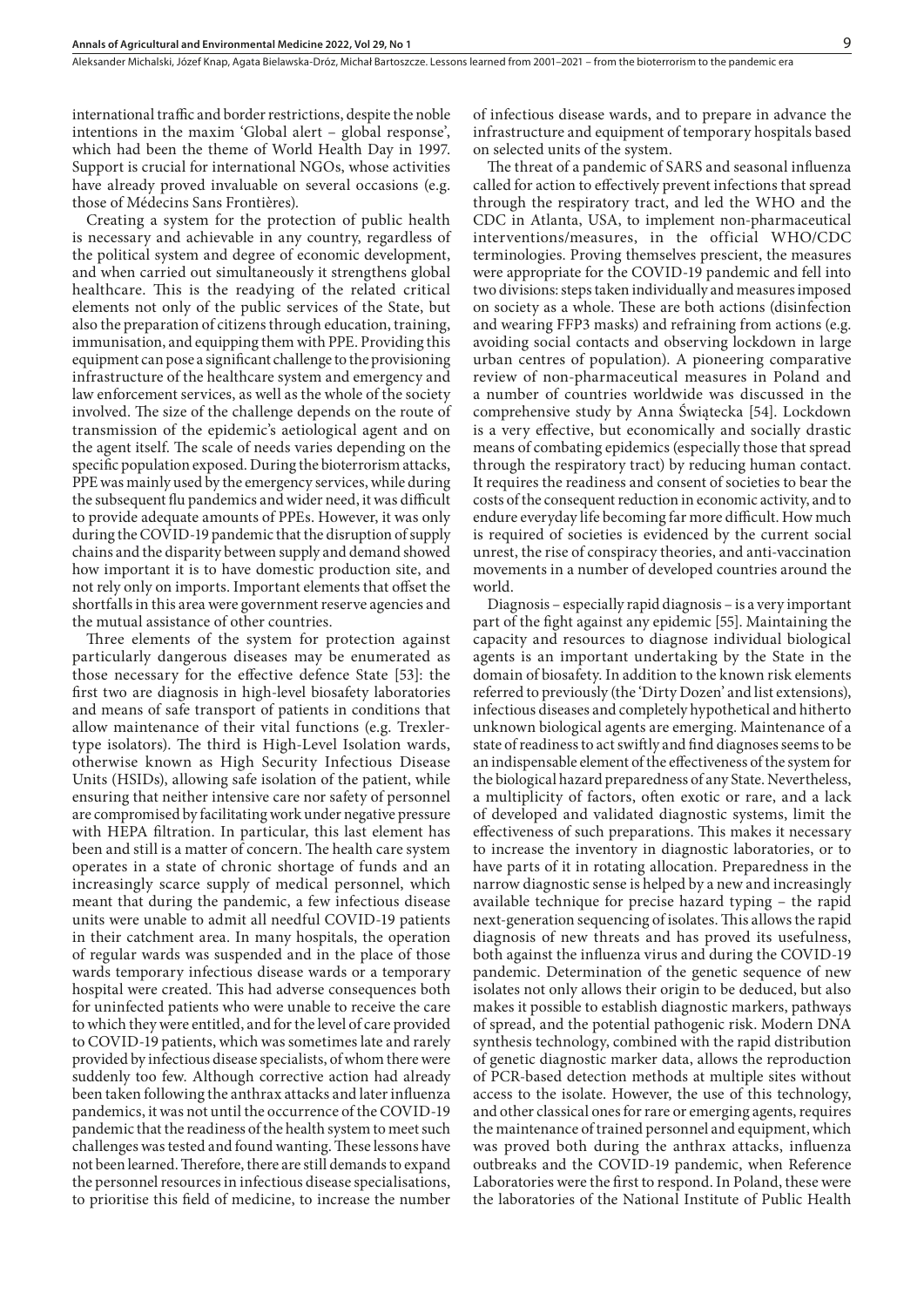international traffic and border restrictions, despite the noble intentions in the maxim 'Global alert – global response', which had been the theme of World Health Day in 1997. Support is crucial for international NGOs, whose activities have already proved invaluable on several occasions (e.g. those of Médecins Sans Frontières).

Creating a system for the protection of public health is necessary and achievable in any country, regardless of the political system and degree of economic development, and when carried out simultaneously it strengthens global healthcare. This is the readying of the related critical elements not only of the public services of the State, but also the preparation of citizens through education, training, immunisation, and equipping them with PPE. Providing this equipment can pose a significant challenge to the provisioning infrastructure of the healthcare system and emergency and law enforcement services, as well as the whole of the society involved. The size of the challenge depends on the route of transmission of the epidemic's aetiological agent and on the agent itself. The scale of needs varies depending on the specific population exposed. During the bioterrorism attacks, PPE was mainly used by the emergency services, while during the subsequent flu pandemics and wider need, it was difficult to provide adequate amounts of PPEs. However, it was only during the COVID-19 pandemic that the disruption of supply chains and the disparity between supply and demand showed how important it is to have domestic production site, and not rely only on imports. Important elements that offset the shortfalls in this area were government reserve agencies and the mutual assistance of other countries.

Three elements of the system for protection against particularly dangerous diseases may be enumerated as those necessary for the effective defence State [53]: the first two are diagnosis in high-level biosafety laboratories and means of safe transport of patients in conditions that allow maintenance of their vital functions (e.g. Trexler-type isolators). The third is High-Level Isolation wards, otherwise known as High Security Infectious Disease Units (HSIDs), allowing safe isolation of the patient, while ensuring that neither intensive care nor safety of personnel are compromised by facilitating work under negative pressure with HEPA filtration. In particular, this last element has been and still is a matter of concern. The health care system operates in a state of chronic shortage of funds and an increasingly scarce supply of medical personnel, which meant that during the pandemic, a few infectious disease units were unable to admit all needful COVID-19 patients in their catchment area. In many hospitals, the operation of regular wards was suspended and in the place of those wards temporary infectious disease wards or a temporary hospital were created. This had adverse consequences both for uninfected patients who were unable to receive the care to which they were entitled, and for the level of care provided to COVID-19 patients, which was sometimes late and rarely provided by infectious disease specialists, of whom there were suddenly too few. Although corrective action had already been taken following the anthrax attacks and later influenza pandemics, it was not until the occurrence of the COVID-19 pandemic that the readiness of the health system to meet such challenges was tested and found wanting. These lessons have not been learned. Therefore, there are still demands to expand the personnel resources in infectious disease specialisations, to prioritise this field of medicine, to increase the number of infectious disease wards, and to prepare in advance the infrastructure and equipment of temporary hospitals based on selected units of the system.

The threat of a pandemic of SARS and seasonal influenza called for action to effectively prevent infections that spread through the respiratory tract, and led the WHO and the CDC in Atlanta, USA, to implement non-pharmaceutical interventions/measures, in the official WHO/CDC terminologies. Proving themselves prescient, the measures were appropriate for the COVID-19 pandemic and fell into two divisions: steps taken individually and measures imposed on society as a whole. These are both actions (disinfection and wearing FFP3 masks) and refraining from actions (e.g. avoiding social contacts and observing lockdown in large urban centres of population). A pioneering comparative review of non-pharmaceutical measures in Poland and a number of countries worldwide was discussed in the comprehensive study by Anna Świątecka [54]. Lockdown is a very effective, but economically and socially drastic means of combating epidemics (especially those that spread through the respiratory tract) by reducing human contact. It requires the readiness and consent of societies to bear the costs of the consequent reduction in economic activity, and to endure everyday life becoming far more difficult. How much is required of societies is evidenced by the current social unrest, the rise of conspiracy theories, and anti-vaccination movements in a number of developed countries around the world.

Diagnosis – especially rapid diagnosis – is a very important part of the fight against any epidemic [55]. Maintaining the capacity and resources to diagnose individual biological agents is an important undertaking by the State in the domain of biosafety. In addition to the known risk elements referred to previously (the 'Dirty Dozen' and list extensions), infectious diseases and completely hypothetical and hitherto unknown biological agents are emerging. Maintenance of a state of readiness to act swiftly and find diagnoses seems to be an indispensable element of the effectiveness of the system for the biological hazard preparedness of any State. Nevertheless, a multiplicity of factors, often exotic or rare, and a lack of developed and validated diagnostic systems, limit the effectiveness of such preparations. This makes it necessary to increase the inventory in diagnostic laboratories, or to have parts of it in rotating allocation. Preparedness in the narrow diagnostic sense is helped by a new and increasingly available technique for precise hazard typing – the rapid next-generation sequencing of isolates. This allows the rapid diagnosis of new threats and has proved its usefulness, both against the influenza virus and during the COVID-19 pandemic. Determination of the genetic sequence of new isolates not only allows their origin to be deduced, but also makes it possible to establish diagnostic markers, pathways of spread, and the potential pathogenic risk. Modern DNA synthesis technology, combined with the rapid distribution of genetic diagnostic marker data, allows the reproduction of PCR-based detection methods at multiple sites without access to the isolate. However, the use of this technology, and other classical ones for rare or emerging agents, requires the maintenance of trained personnel and equipment, which was proved both during the anthrax attacks, influenza outbreaks and the COVID-19 pandemic, when Reference Laboratories were the first to respond. In Poland, these were the laboratories of the National Institute of Public Health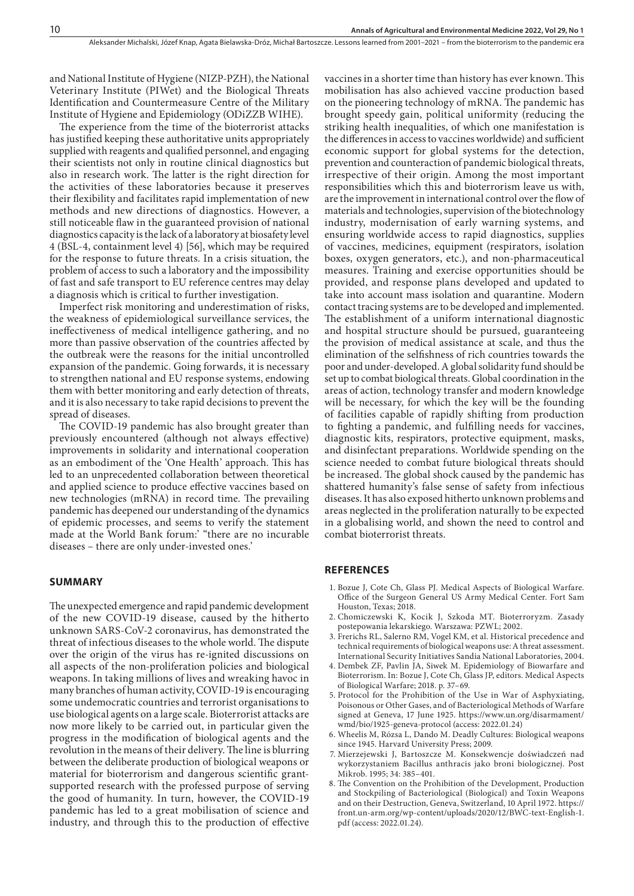and National Institute of Hygiene (NIZP-PZH), the National Veterinary Institute (PIWet) and the Biological Threats Identification and Countermeasure Centre of the Military Institute of Hygiene and Epidemiology (ODiZZB WIHE).

The experience from the time of the bioterrorist attacks has justified keeping these authoritative units appropriately supplied with reagents and qualified personnel, and engaging their scientists not only in routine clinical diagnostics but also in research work. The latter is the right direction for the activities of these laboratories because it preserves their flexibility and facilitates rapid implementation of new methods and new directions of diagnostics. However, a still noticeable flaw in the guaranteed provision of national diagnostics capacity is the lack of a laboratory at biosafety level 4 (BSL-4, containment level 4) [56], which may be required for the response to future threats. In a crisis situation, the problem of access to such a laboratory and the impossibility of fast and safe transport to EU reference centres may delay a diagnosis which is critical to further investigation.

Imperfect risk monitoring and underestimation of risks, the weakness of epidemiological surveillance services, the ineffectiveness of medical intelligence gathering, and no more than passive observation of the countries affected by the outbreak were the reasons for the initial uncontrolled expansion of the pandemic. Going forwards, it is necessary to strengthen national and EU response systems, endowing them with better monitoring and early detection of threats, and it is also necessary to take rapid decisions to prevent the spread of diseases.

The COVID-19 pandemic has also brought greater than previously encountered (although not always effective) improvements in solidarity and international cooperation as an embodiment of the 'One Health' approach. This has led to an unprecedented collaboration between theoretical and applied science to produce effective vaccines based on new technologies (mRNA) in record time. The prevailing pandemic has deepened our understanding of the dynamics of epidemic processes, and seems to verify the statement made at the World Bank forum:' "there are no incurable diseases – there are only under-invested ones.'

## SUMMARY

The unexpected emergence and rapid pandemic development of the new COVID-19 disease, caused by the hitherto unknown SARS-CoV-2 coronavirus, has demonstrated the threat of infectious diseases to the whole world. The dispute over the origin of the virus has re-ignited discussions on all aspects of the non-proliferation policies and biological weapons. In taking millions of lives and wreaking havoc in many branches of human activity, COVID-19 is encouraging some undemocratic countries and terrorist organisations to use biological agents on a large scale. Bioterrorist attacks are now more likely to be carried out, in particular given the progress in the modification of biological agents and the revolution in the means of their delivery. The line is blurring between the deliberate production of biological weapons or material for bioterrorism and dangerous scientific grant-supported research with the professed purpose of serving the good of humanity. In turn, however, the COVID-19 pandemic has led to a great mobilisation of science and industry, and through this to the production of effective vaccines in a shorter time than history has ever known. This mobilisation has also achieved vaccine production based on the pioneering technology of mRNA. The pandemic has brought speedy gain, political uniformity (reducing the striking health inequalities, of which one manifestation is the differences in access to vaccines worldwide) and sufficient economic support for global systems for the detection, prevention and counteraction of pandemic biological threats, irrespective of their origin. Among the most important responsibilities which this and bioterrorism leave us with, are the improvement in international control over the flow of materials and technologies, supervision of the biotechnology industry, modernisation of early warning systems, and ensuring worldwide access to rapid diagnostics, supplies of vaccines, medicines, equipment (respirators, isolation boxes, oxygen generators, etc.), and non-pharmaceutical measures. Training and exercise opportunities should be provided, and response plans developed and updated to take into account mass isolation and quarantine. Modern contact tracing systems are to be developed and implemented. The establishment of a uniform international diagnostic and hospital structure should be pursued, guaranteeing the provision of medical assistance at scale, and thus the elimination of the selfishness of rich countries towards the poor and under-developed. A global solidarity fund should be set up to combat biological threats. Global coordination in the areas of action, technology transfer and modern knowledge will be necessary, for which the key will be the founding of facilities capable of rapidly shifting from production to fighting a pandemic, and fulfilling needs for vaccines, diagnostic kits, respirators, protective equipment, masks, and disinfectant preparations. Worldwide spending on the science needed to combat future biological threats should be increased. The global shock caused by the pandemic has shattered humanity's false sense of safety from infectious diseases. It has also exposed hitherto unknown problems and areas neglected in the proliferation naturally to be expected in a globalising world, and shown the need to control and combat bioterrorist threats.

## REFERENCES

1. Bozue J, Cote Ch, Glass PJ. Medical Aspects of Biological Warfare. Office of the Surgeon General US Army Medical Center. Fort Sam Houston, Texas; 2018.
2. Chomiczewski K, Kocik J, Szkoda MT. Bioterroryzm. Zasady postepowania lekarskiego. Warszawa: PZWL; 2002.
3. Frerichs RL, Salerno RM, Vogel KM, et al. Historical precedence and technical requirements of biological weapons use: A threat assessment. International Security Initiatives Sandia National Laboratories, 2004.
4. Dembek ZF, Pavlin JA, Siwek M. Epidemiology of Biowarfare and Bioterrorism. In: Bozue J, Cote Ch, Glass JP, editors. Medical Aspects of Biological Warfare; 2018. p. 37–69.
5. Protocol for the Prohibition of the Use in War of Asphyxiating, Poisonous or Other Gases, and of Bacteriological Methods of Warfare signed at Geneva, 17 June 1925. https://www.un.org/disarmament/wmd/bio/1925-geneva-protocol (access: 2022.01.24)
6. Wheelis M, Rózsa L, Dando M. Deadly Cultures: Biological weapons since 1945. Harvard University Press; 2009.
7. Mierzejewski J, Bartoszcze M. Konsekwencje doświadczeń nad wykorzystaniem Bacillus anthracis jako broni biologicznej. Post Mikrob. 1995; 34: 385–401.
8. The Convention on the Prohibition of the Development, Production and Stockpiling of Bacteriological (Biological) and Toxin Weapons and on their Destruction, Geneva, Switzerland, 10 April 1972. https://front.un-arm.org/wp-content/uploads/2020/12/BWC-text-English-1.pdf (access: 2022.01.24).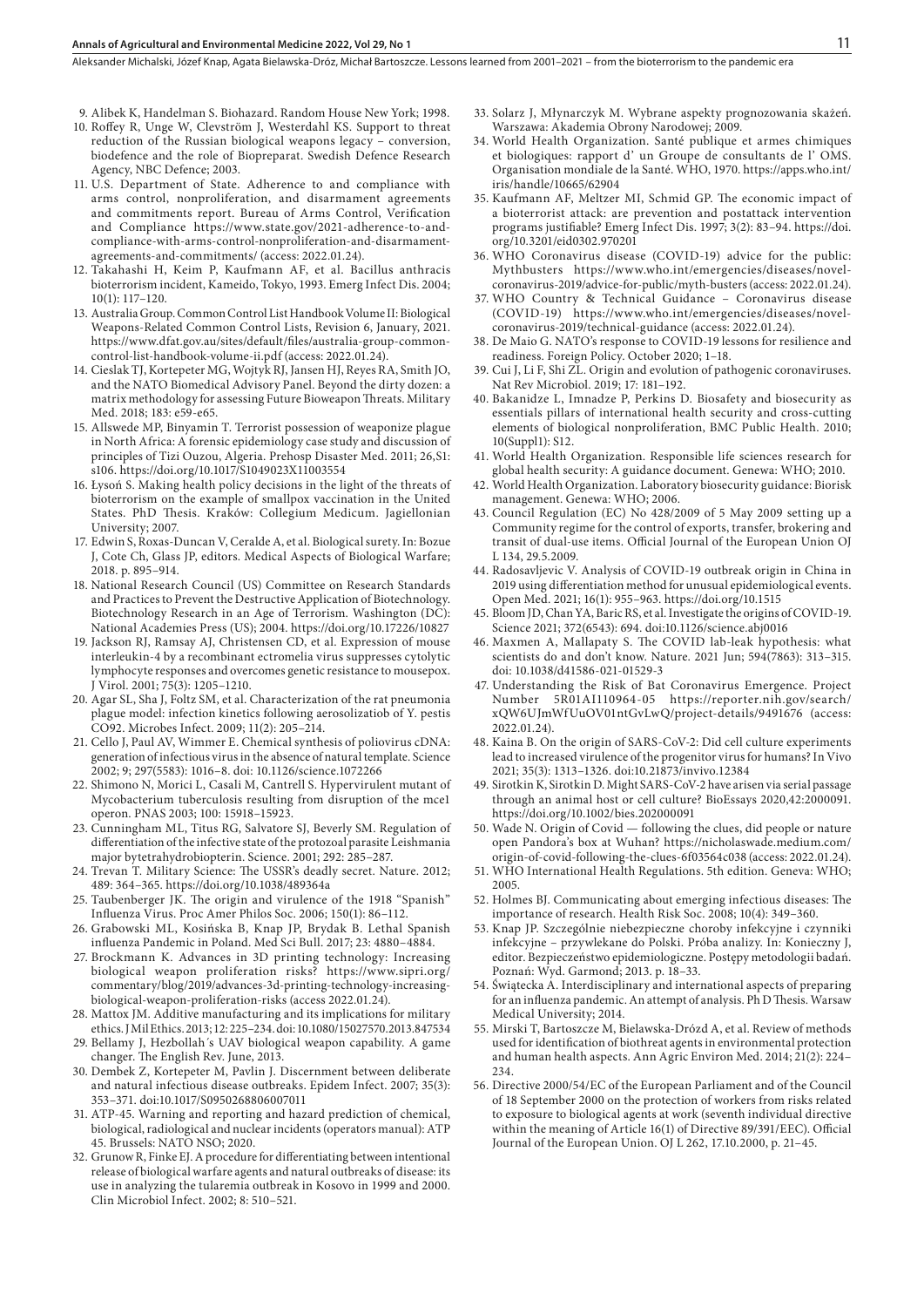9. Alibek K, Handelman S. Biohazard. Random House New York; 1998.
10. Roffey R, Unge W, Clevström J, Westerdahl KS. Support to threat reduction of the Russian biological weapons legacy – conversion, biodefence and the role of Biopreparat. Swedish Defence Research Agency, NBC Defence; 2003.
11. U.S. Department of State. Adherence to and compliance with arms control, nonproliferation, and disarmament agreements and commitments report. Bureau of Arms Control, Verification and Compliance https://www.state.gov/2021-adherence-to-and-compliance-with-arms-control-nonproliferation-and-disarmament-agreements-and-commitments/ (access: 2022.01.24).
12. Takahashi H, Keim P, Kaufmann AF, et al. Bacillus anthracis bioterrorism incident, Kameido, Tokyo, 1993. Emerg Infect Dis. 2004; 10(1): 117–120.
13. Australia Group. Common Control List Handbook Volume II: Biological Weapons-Related Common Control Lists, Revision 6, January, 2021. https://www.dfat.gov.au/sites/default/files/australia-group-common-control-list-handbook-volume-ii.pdf (access: 2022.01.24).
14. Cieslak TJ, Kortepeter MG, Wojtyk RJ, Jansen HJ, Reyes RA, Smith JO, and the NATO Biomedical Advisory Panel. Beyond the dirty dozen: a matrix methodology for assessing Future Bioweapon Threats. Military Med. 2018; 183: e59-e65.
15. Allswede MP, Binyamin T. Terrorist possession of weaponize plague in North Africa: A forensic epidemiology case study and discussion of principles of Tizi Ouzou, Algeria. Prehosp Disaster Med. 2011; 26,S1: s106. https://doi.org/10.1017/S1049023X11003554
16. Łysoń S. Making health policy decisions in the light of the threats of bioterrorism on the example of smallpox vaccination in the United States. PhD Thesis. Kraków: Collegium Medicum. Jagiellonian University; 2007.
17. Edwin S, Roxas-Duncan V, Ceralde A, et al. Biological surety. In: Bozue J, Cote Ch, Glass JP, editors. Medical Aspects of Biological Warfare; 2018. p. 895–914.
18. National Research Council (US) Committee on Research Standards and Practices to Prevent the Destructive Application of Biotechnology. Biotechnology Research in an Age of Terrorism. Washington (DC): National Academies Press (US); 2004. https://doi.org/10.17226/10827
19. Jackson RJ, Ramsay AJ, Christensen CD, et al. Expression of mouse interleukin-4 by a recombinant ectromelia virus suppresses cytolytic lymphocyte responses and overcomes genetic resistance to mousepox. J Virol. 2001; 75(3): 1205–1210.
20. Agar SL, Sha J, Foltz SM, et al. Characterization of the rat pneumonia plague model: infection kinetics following aerosolizatiob of Y. pestis CO92. Microbes Infect. 2009; 11(2): 205–214.
21. Cello J, Paul AV, Wimmer E. Chemical synthesis of poliovirus cDNA: generation of infectious virus in the absence of natural template. Science 2002; 9; 297(5583): 1016–8. doi: 10.1126/science.1072266
22. Shimono N, Morici L, Casali M, Cantrell S. Hypervirulent mutant of Mycobacterium tuberculosis resulting from disruption of the mce1 operon. PNAS 2003; 100: 15918–15923.
23. Cunningham ML, Titus RG, Salvatore SJ, Beverly SM. Regulation of differentiation of the infective state of the protozoal parasite Leishmania major bytetrahydrobiopterin. Science. 2001; 292: 285–287.
24. Trevan T. Military Science: The USSR's deadly secret. Nature. 2012; 489: 364–365. https://doi.org/10.1038/489364a
25. Taubenberger JK. The origin and virulence of the 1918 "Spanish" Influenza Virus. Proc Amer Philos Soc. 2006; 150(1): 86–112.
26. Grabowski ML, Kosińska B, Knap JP, Brydak B. Lethal Spanish influenza Pandemic in Poland. Med Sci Bull. 2017; 23: 4880–4884.
27. Brockmann K. Advances in 3D printing technology: Increasing biological weapon proliferation risks? https://www.sipri.org/commentary/blog/2019/advances-3d-printing-technology-increasing-biological-weapon-proliferation-risks (access 2022.01.24).
28. Mattox JM. Additive manufacturing and its implications for military ethics. J Mil Ethics. 2013; 12: 225–234. doi: 10.1080/15027570.2013.847534
29. Bellamy J, Hezbollah´s UAV biological weapon capability. A game changer. The English Rev. June, 2013.
30. Dembek Z, Kortepeter M, Pavlin J. Discernment between deliberate and natural infectious disease outbreaks. Epidem Infect. 2007; 35(3): 353–371. doi:10.1017/S0950268806007011
31. ATP-45. Warning and reporting and hazard prediction of chemical, biological, radiological and nuclear incidents (operators manual): ATP 45. Brussels: NATO NSO; 2020.
32. Grunow R, Finke EJ. A procedure for differentiating between intentional release of biological warfare agents and natural outbreaks of disease: its use in analyzing the tularemia outbreak in Kosovo in 1999 and 2000. Clin Microbiol Infect. 2002; 8: 510–521.
33. Solarz J, Młynarczyk M. Wybrane aspekty prognozowania skażeń. Warszawa: Akademia Obrony Narodowej; 2009.
34. World Health Organization. Santé publique et armes chimiques et biologiques: rapport d' un Groupe de consultants de l' OMS. Organisation mondiale de la Santé. WHO, 1970. https://apps.who.int/iris/handle/10665/62904
35. Kaufmann AF, Meltzer MI, Schmid GP. The economic impact of a bioterrorist attack: are prevention and postattack intervention programs justifiable? Emerg Infect Dis. 1997; 3(2): 83–94. https://doi.org/10.3201/eid0302.970201
36. WHO Coronavirus disease (COVID-19) advice for the public: Mythbusters https://www.who.int/emergencies/diseases/novel-coronavirus-2019/advice-for-public/myth-busters (access: 2022.01.24).
37. WHO Country & Technical Guidance – Coronavirus disease (COVID-19) https://www.who.int/emergencies/diseases/novel-coronavirus-2019/technical-guidance (access: 2022.01.24).
38. De Maio G. NATO's response to COVID-19 lessons for resilience and readiness. Foreign Policy. October 2020; 1–18.
39. Cui J, Li F, Shi ZL. Origin and evolution of pathogenic coronaviruses. Nat Rev Microbiol. 2019; 17: 181–192.
40. Bakanidze L, Imnadze P, Perkins D. Biosafety and biosecurity as essentials pillars of international health security and cross-cutting elements of biological nonproliferation, BMC Public Health. 2010; 10(Suppl1): S12.
41. World Health Organization. Responsible life sciences research for global health security: A guidance document. Genewa: WHO; 2010.
42. World Health Organization. Laboratory biosecurity guidance: Biorisk management. Genewa: WHO; 2006.
43. Council Regulation (EC) No 428/2009 of 5 May 2009 setting up a Community regime for the control of exports, transfer, brokering and transit of dual-use items. Official Journal of the European Union OJ L 134, 29.5.2009.
44. Radosavljevic V. Analysis of COVID-19 outbreak origin in China in 2019 using differentiation method for unusual epidemiological events. Open Med. 2021; 16(1): 955–963. https://doi.org/10.1515
45. Bloom JD, Chan YA, Baric RS, et al. Investigate the origins of COVID-19. Science 2021; 372(6543): 694. doi:10.1126/science.abj0016
46. Maxmen A, Mallapaty S. The COVID lab-leak hypothesis: what scientists do and don't know. Nature. 2021 Jun; 594(7863): 313–315. doi: 10.1038/d41586-021-01529-3
47. Understanding the Risk of Bat Coronavirus Emergence. Project Number 5R01AI110964-05 https://reporter.nih.gov/search/xQW6UJmWfUuOV01ntGvLwQ/project-details/9491676 (access: 2022.01.24).
48. Kaina B. On the origin of SARS-CoV-2: Did cell culture experiments lead to increased virulence of the progenitor virus for humans? In Vivo 2021; 35(3): 1313–1326. doi:10.21873/invivo.12384
49. Sirotkin K, Sirotkin D. Might SARS-CoV-2 have arisen via serial passage through an animal host or cell culture? BioEssays 2020,42:2000091. https://doi.org/10.1002/bies.202000091
50. Wade N. Origin of Covid — following the clues, did people or nature open Pandora's box at Wuhan? https://nicholaswade.medium.com/origin-of-covid-following-the-clues-6f03564c038 (access: 2022.01.24).
51. WHO International Health Regulations. 5th edition. Geneva: WHO; 2005.
52. Holmes BJ. Communicating about emerging infectious diseases: The importance of research. Health Risk Soc. 2008; 10(4): 349–360.
53. Knap JP. Szczególnie niebezpieczne choroby infekcyjne i czynniki infekcyjne – przywlekane do Polski. Próba analizy. In: Konieczny J, editor. Bezpieczeństwo epidemiologiczne. Postępy metodologii badań. Poznań: Wyd. Garmond; 2013. p. 18–33.
54. Świątecka A. Interdisciplinary and international aspects of preparing for an influenza pandemic. An attempt of analysis. Ph D Thesis. Warsaw Medical University; 2014.
55. Mirski T, Bartoszcze M, Bielawska-Drózd A, et al. Review of methods used for identification of biothreat agents in environmental protection and human health aspects. Ann Agric Environ Med. 2014; 21(2): 224–234.
56. Directive 2000/54/EC of the European Parliament and of the Council of 18 September 2000 on the protection of workers from risks related to exposure to biological agents at work (seventh individual directive within the meaning of Article 16(1) of Directive 89/391/EEC). Official Journal of the European Union. OJ L 262, 17.10.2000, p. 21–45.